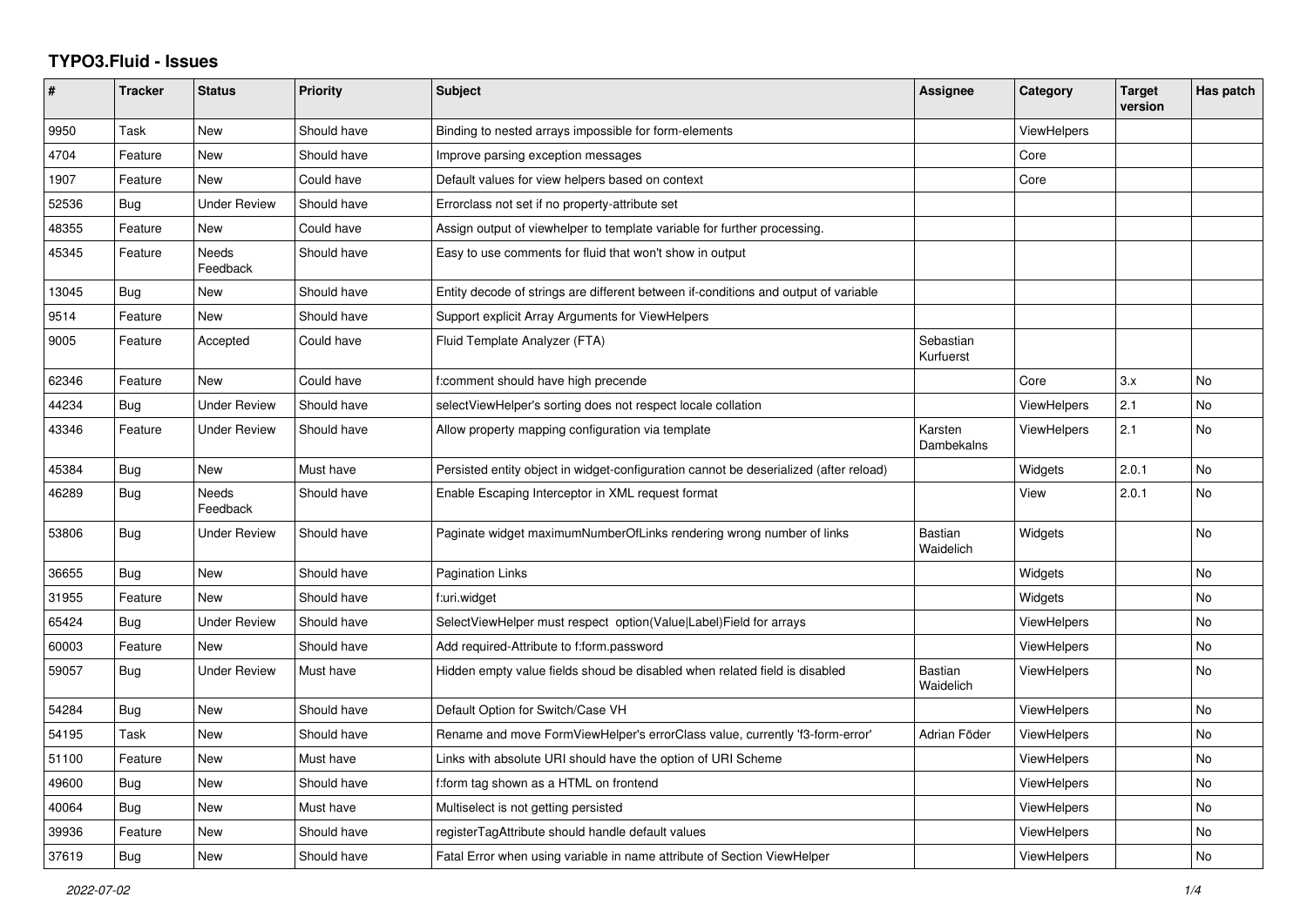# TYPO3.Fluid - Issues

| # | Tracker | Status | Priority | Subject | Assignee | Category | Target version | Has patch |
|---|---|---|---|---|---|---|---|---|
| 9950 | Task | New | Should have | Binding to nested arrays impossible for form-elements | | ViewHelpers | | |
| 4704 | Feature | New | Should have | Improve parsing exception messages | | Core | | |
| 1907 | Feature | New | Could have | Default values for view helpers based on context | | Core | | |
| 52536 | Bug | Under Review | Should have | Errorclass not set if no property-attribute set | | | | |
| 48355 | Feature | New | Could have | Assign output of viewhelper to template variable for further processing. | | | | |
| 45345 | Feature | Needs Feedback | Should have | Easy to use comments for fluid that won't show in output | | | | |
| 13045 | Bug | New | Should have | Entity decode of strings are different between if-conditions and output of variable | | | | |
| 9514 | Feature | New | Should have | Support explicit Array Arguments for ViewHelpers | | | | |
| 9005 | Feature | Accepted | Could have | Fluid Template Analyzer (FTA) | Sebastian Kurfuerst | | | |
| 62346 | Feature | New | Could have | f:comment should have high precende | | Core | 3.x | No |
| 44234 | Bug | Under Review | Should have | selectViewHelper's sorting does not respect locale collation | | ViewHelpers | 2.1 | No |
| 43346 | Feature | Under Review | Should have | Allow property mapping configuration via template | Karsten Dambekalns | ViewHelpers | 2.1 | No |
| 45384 | Bug | New | Must have | Persisted entity object in widget-configuration cannot be deserialized (after reload) | | Widgets | 2.0.1 | No |
| 46289 | Bug | Needs Feedback | Should have | Enable Escaping Interceptor in XML request format | | View | 2.0.1 | No |
| 53806 | Bug | Under Review | Should have | Paginate widget maximumNumberOfLinks rendering wrong number of links | Bastian Waidelich | Widgets | | No |
| 36655 | Bug | New | Should have | Pagination Links | | Widgets | | No |
| 31955 | Feature | New | Should have | f:uri.widget | | Widgets | | No |
| 65424 | Bug | Under Review | Should have | SelectViewHelper must respect option(Value\|Label)Field for arrays | | ViewHelpers | | No |
| 60003 | Feature | New | Should have | Add required-Attribute to f:form.password | | ViewHelpers | | No |
| 59057 | Bug | Under Review | Must have | Hidden empty value fields shoud be disabled when related field is disabled | Bastian Waidelich | ViewHelpers | | No |
| 54284 | Bug | New | Should have | Default Option for Switch/Case VH | | ViewHelpers | | No |
| 54195 | Task | New | Should have | Rename and move FormViewHelper's errorClass value, currently 'f3-form-error' | Adrian Föder | ViewHelpers | | No |
| 51100 | Feature | New | Must have | Links with absolute URI should have the option of URI Scheme | | ViewHelpers | | No |
| 49600 | Bug | New | Should have | f:form tag shown as a HTML on frontend | | ViewHelpers | | No |
| 40064 | Bug | New | Must have | Multiselect is not getting persisted | | ViewHelpers | | No |
| 39936 | Feature | New | Should have | registerTagAttribute should handle default values | | ViewHelpers | | No |
| 37619 | Bug | New | Should have | Fatal Error when using variable in name attribute of Section ViewHelper | | ViewHelpers | | No |

*2022-07-02*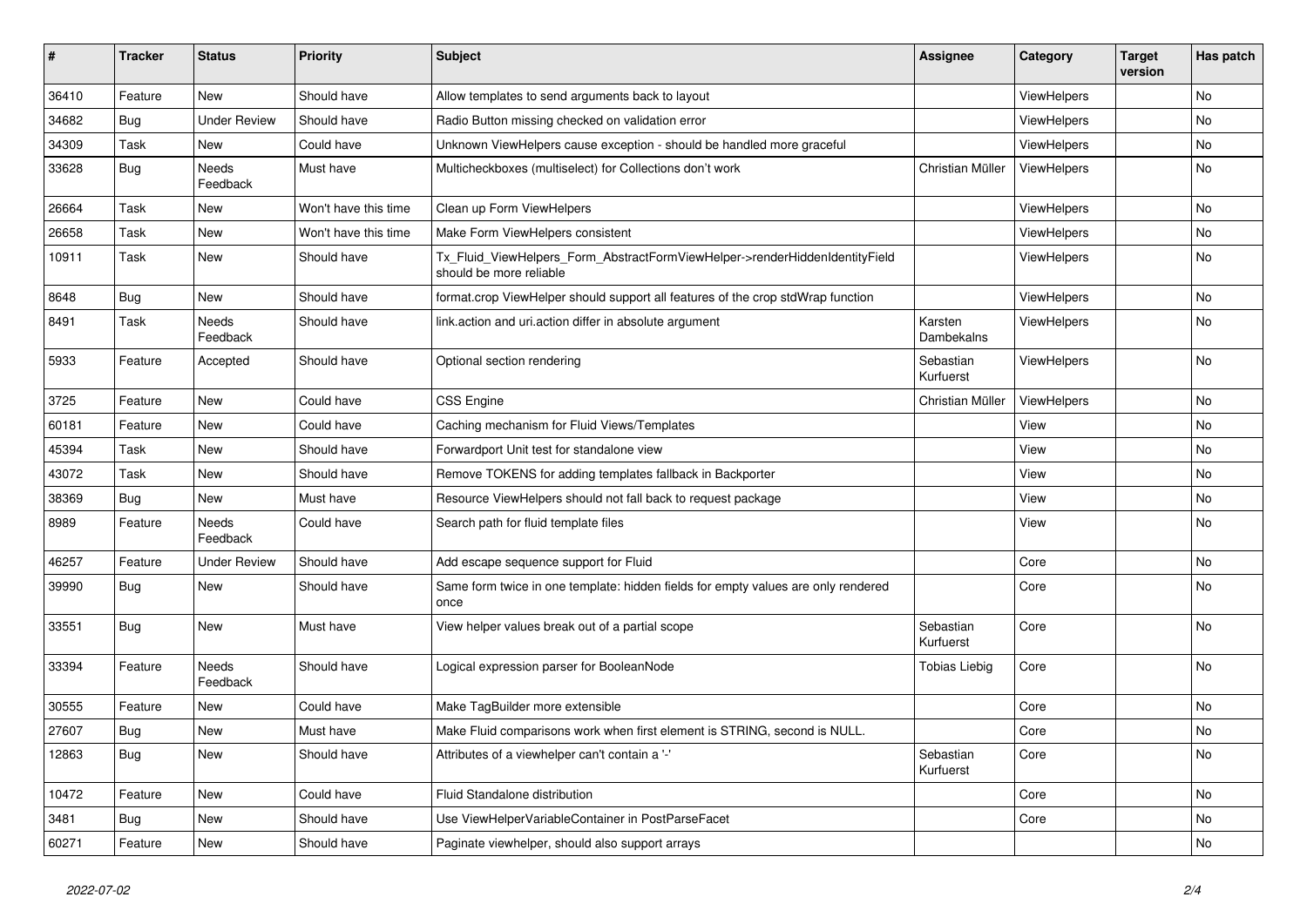| # | Tracker | Status | Priority | Subject | Assignee | Category | Target version | Has patch |
|---|---|---|---|---|---|---|---|---|
| 36410 | Feature | New | Should have | Allow templates to send arguments back to layout | | ViewHelpers | | No |
| 34682 | Bug | Under Review | Should have | Radio Button missing checked on validation error | | ViewHelpers | | No |
| 34309 | Task | New | Could have | Unknown ViewHelpers cause exception - should be handled more graceful | | ViewHelpers | | No |
| 33628 | Bug | Needs Feedback | Must have | Multicheckboxes (multiselect) for Collections don't work | Christian Müller | ViewHelpers | | No |
| 26664 | Task | New | Won't have this time | Clean up Form ViewHelpers | | ViewHelpers | | No |
| 26658 | Task | New | Won't have this time | Make Form ViewHelpers consistent | | ViewHelpers | | No |
| 10911 | Task | New | Should have | Tx_Fluid_ViewHelpers_Form_AbstractFormViewHelper->renderHiddenIdentityField should be more reliable | | ViewHelpers | | No |
| 8648 | Bug | New | Should have | format.crop ViewHelper should support all features of the crop stdWrap function | | ViewHelpers | | No |
| 8491 | Task | Needs Feedback | Should have | link.action and uri.action differ in absolute argument | Karsten Dambekalns | ViewHelpers | | No |
| 5933 | Feature | Accepted | Should have | Optional section rendering | Sebastian Kurfuerst | ViewHelpers | | No |
| 3725 | Feature | New | Could have | CSS Engine | Christian Müller | ViewHelpers | | No |
| 60181 | Feature | New | Could have | Caching mechanism for Fluid Views/Templates | | View | | No |
| 45394 | Task | New | Should have | Forwardport Unit test for standalone view | | View | | No |
| 43072 | Task | New | Should have | Remove TOKENS for adding templates fallback in Backporter | | View | | No |
| 38369 | Bug | New | Must have | Resource ViewHelpers should not fall back to request package | | View | | No |
| 8989 | Feature | Needs Feedback | Could have | Search path for fluid template files | | View | | No |
| 46257 | Feature | Under Review | Should have | Add escape sequence support for Fluid | | Core | | No |
| 39990 | Bug | New | Should have | Same form twice in one template: hidden fields for empty values are only rendered once | | Core | | No |
| 33551 | Bug | New | Must have | View helper values break out of a partial scope | Sebastian Kurfuerst | Core | | No |
| 33394 | Feature | Needs Feedback | Should have | Logical expression parser for BooleanNode | Tobias Liebig | Core | | No |
| 30555 | Feature | New | Could have | Make TagBuilder more extensible | | Core | | No |
| 27607 | Bug | New | Must have | Make Fluid comparisons work when first element is STRING, second is NULL. | | Core | | No |
| 12863 | Bug | New | Should have | Attributes of a viewhelper can't contain a '-' | Sebastian Kurfuerst | Core | | No |
| 10472 | Feature | New | Could have | Fluid Standalone distribution | | Core | | No |
| 3481 | Bug | New | Should have | Use ViewHelperVariableContainer in PostParseFacet | | Core | | No |
| 60271 | Feature | New | Should have | Paginate viewhelper, should also support arrays | | | | No |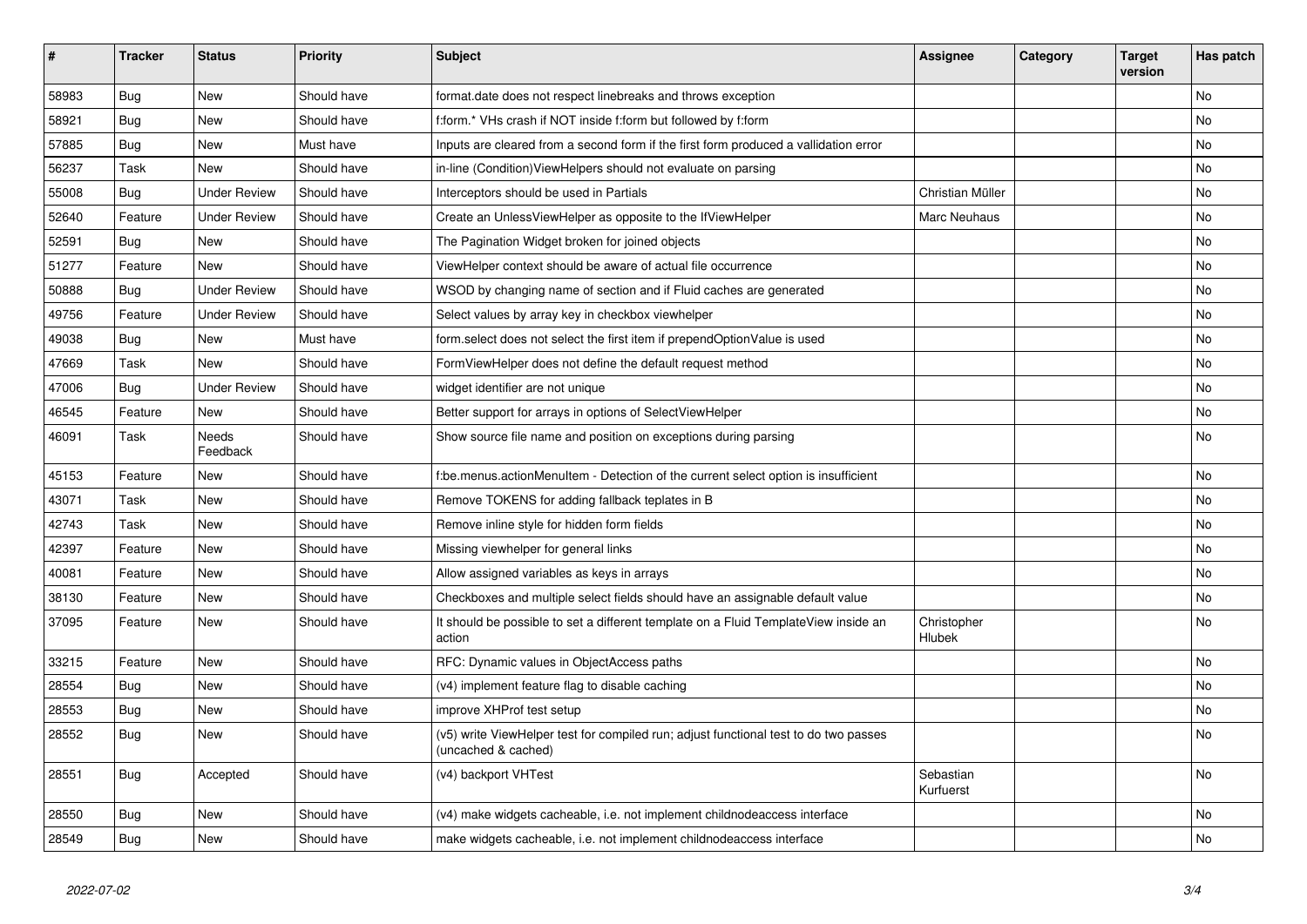| # | Tracker | Status | Priority | Subject | Assignee | Category | Target version | Has patch |
|---|---|---|---|---|---|---|---|---|
| 58983 | Bug | New | Should have | format.date does not respect linebreaks and throws exception | | | | No |
| 58921 | Bug | New | Should have | f:form.* VHs crash if NOT inside f:form but followed by f:form | | | | No |
| 57885 | Bug | New | Must have | Inputs are cleared from a second form if the first form produced a vallidation error | | | | No |
| 56237 | Task | New | Should have | in-line (Condition)ViewHelpers should not evaluate on parsing | | | | No |
| 55008 | Bug | Under Review | Should have | Interceptors should be used in Partials | Christian Müller | | | No |
| 52640 | Feature | Under Review | Should have | Create an UnlessViewHelper as opposite to the IfViewHelper | Marc Neuhaus | | | No |
| 52591 | Bug | New | Should have | The Pagination Widget broken for joined objects | | | | No |
| 51277 | Feature | New | Should have | ViewHelper context should be aware of actual file occurrence | | | | No |
| 50888 | Bug | Under Review | Should have | WSOD by changing name of section and if Fluid caches are generated | | | | No |
| 49756 | Feature | Under Review | Should have | Select values by array key in checkbox viewhelper | | | | No |
| 49038 | Bug | New | Must have | form.select does not select the first item if prependOptionValue is used | | | | No |
| 47669 | Task | New | Should have | FormViewHelper does not define the default request method | | | | No |
| 47006 | Bug | Under Review | Should have | widget identifier are not unique | | | | No |
| 46545 | Feature | New | Should have | Better support for arrays in options of SelectViewHelper | | | | No |
| 46091 | Task | Needs Feedback | Should have | Show source file name and position on exceptions during parsing | | | | No |
| 45153 | Feature | New | Should have | f:be.menus.actionMenuItem - Detection of the current select option is insufficient | | | | No |
| 43071 | Task | New | Should have | Remove TOKENS for adding fallback teplates in B | | | | No |
| 42743 | Task | New | Should have | Remove inline style for hidden form fields | | | | No |
| 42397 | Feature | New | Should have | Missing viewhelper for general links | | | | No |
| 40081 | Feature | New | Should have | Allow assigned variables as keys in arrays | | | | No |
| 38130 | Feature | New | Should have | Checkboxes and multiple select fields should have an assignable default value | | | | No |
| 37095 | Feature | New | Should have | It should be possible to set a different template on a Fluid TemplateView inside an action | Christopher Hlubek | | | No |
| 33215 | Feature | New | Should have | RFC: Dynamic values in ObjectAccess paths | | | | No |
| 28554 | Bug | New | Should have | (v4) implement feature flag to disable caching | | | | No |
| 28553 | Bug | New | Should have | improve XHProf test setup | | | | No |
| 28552 | Bug | New | Should have | (v5) write ViewHelper test for compiled run; adjust functional test to do two passes (uncached & cached) | | | | No |
| 28551 | Bug | Accepted | Should have | (v4) backport VHTest | Sebastian Kurfuerst | | | No |
| 28550 | Bug | New | Should have | (v4) make widgets cacheable, i.e. not implement childnodeaccess interface | | | | No |
| 28549 | Bug | New | Should have | make widgets cacheable, i.e. not implement childnodeaccess interface | | | | No |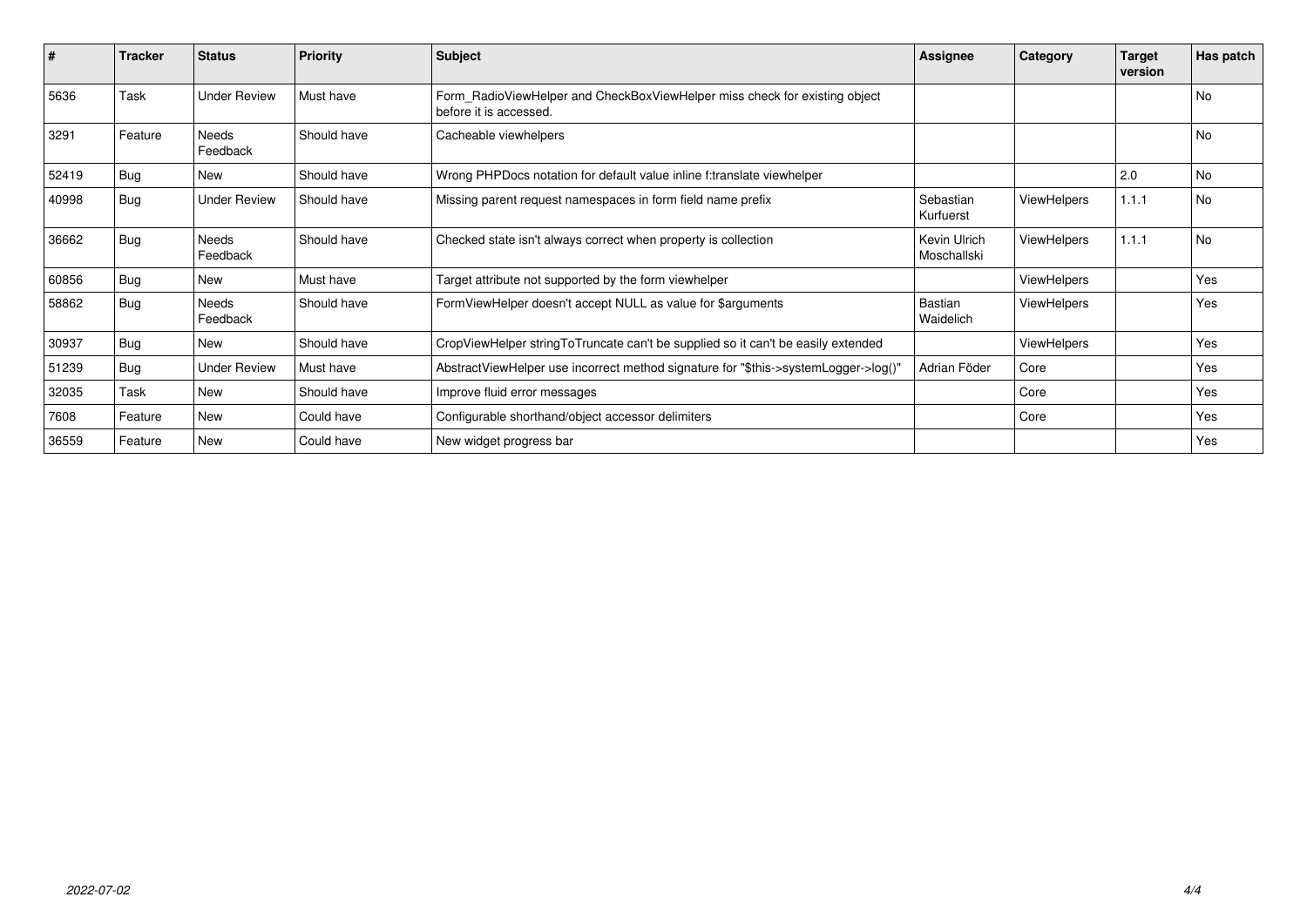| # | Tracker | Status | Priority | Subject | Assignee | Category | Target version | Has patch |
|---|---|---|---|---|---|---|---|---|
| 5636 | Task | Under Review | Must have | Form_RadioViewHelper and CheckBoxViewHelper miss check for existing object before it is accessed. | | | | No |
| 3291 | Feature | Needs Feedback | Should have | Cacheable viewhelpers | | | | No |
| 52419 | Bug | New | Should have | Wrong PHPDocs notation for default value inline f:translate viewhelper | | | 2.0 | No |
| 40998 | Bug | Under Review | Should have | Missing parent request namespaces in form field name prefix | Sebastian Kurfuerst | ViewHelpers | 1.1.1 | No |
| 36662 | Bug | Needs Feedback | Should have | Checked state isn't always correct when property is collection | Kevin Ulrich Moschallski | ViewHelpers | 1.1.1 | No |
| 60856 | Bug | New | Must have | Target attribute not supported by the form viewhelper | | ViewHelpers | | Yes |
| 58862 | Bug | Needs Feedback | Should have | FormViewHelper doesn't accept NULL as value for $arguments | Bastian Waidelich | ViewHelpers | | Yes |
| 30937 | Bug | New | Should have | CropViewHelper stringToTruncate can't be supplied so it can't be easily extended | | ViewHelpers | | Yes |
| 51239 | Bug | Under Review | Must have | AbstractViewHelper use incorrect method signature for "$this->systemLogger->log()" | Adrian Föder | Core | | Yes |
| 32035 | Task | New | Should have | Improve fluid error messages | | Core | | Yes |
| 7608 | Feature | New | Could have | Configurable shorthand/object accessor delimiters | | Core | | Yes |
| 36559 | Feature | New | Could have | New widget progress bar | | | | Yes |